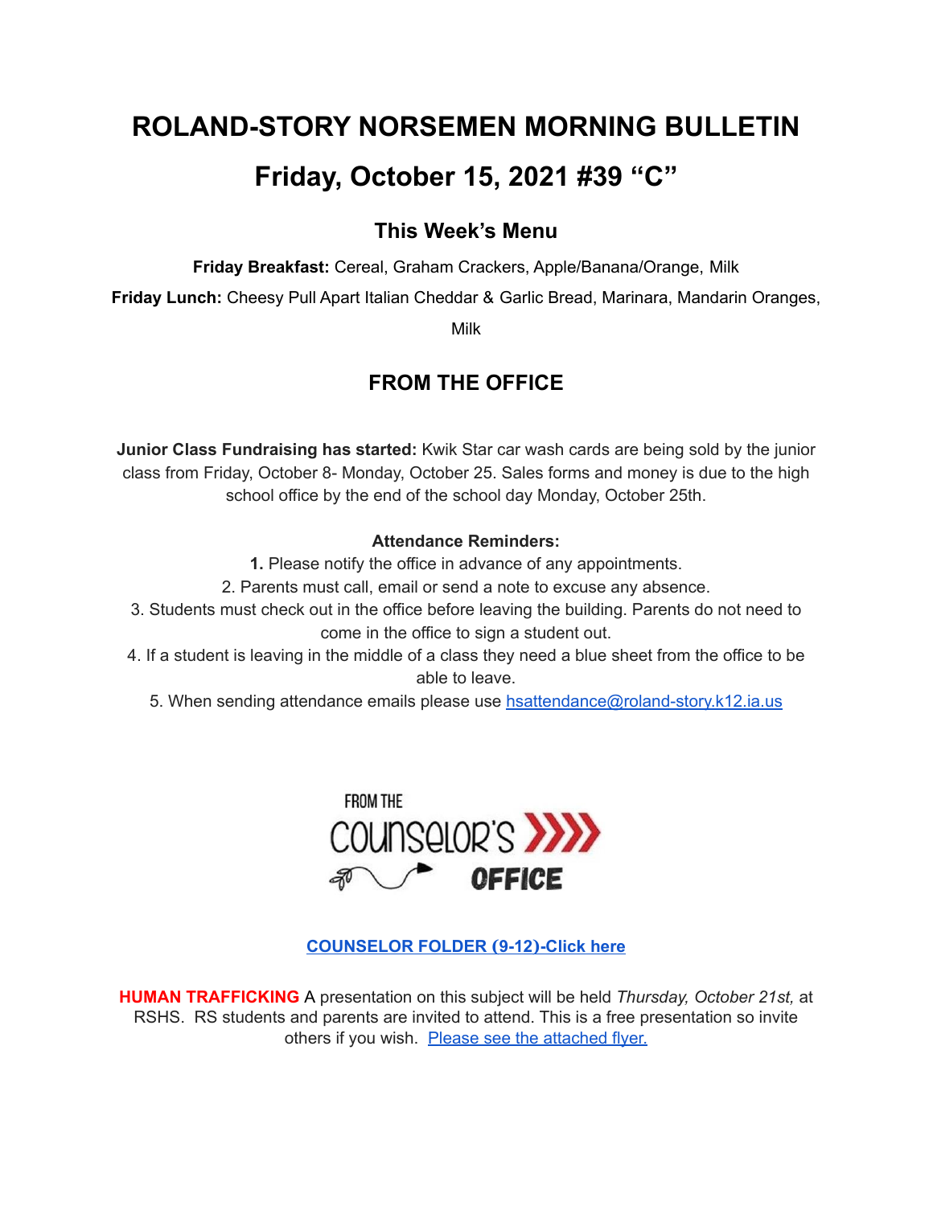# ROLAND-STORY NORSEMEN MORNING BULLETIN

# Friday, October 15, 2021 #39 "C"

## This Week's Menu

**Friday Breakfast:** Cereal, Graham Crackers, Apple/Banana/Orange, Milk

**Friday Lunch:** Cheesy Pull Apart Italian Cheddar & Garlic Bread, Marinara, Mandarin Oranges, Milk

## FROM THE OFFICE

**Junior Class Fundraising has started:** Kwik Star car wash cards are being sold by the junior class from Friday, October 8- Monday, October 25. Sales forms and money is due to the high school office by the end of the school day Monday, October 25th.

**Attendance Reminders:**

1. Please notify the office in advance of any appointments.
2. Parents must call, email or send a note to excuse any absence.
3. Students must check out in the office before leaving the building. Parents do not need to come in the office to sign a student out.
4. If a student is leaving in the middle of a class they need a blue sheet from the office to be able to leave.
5. When sending attendance emails please use hsattendance@roland-story.k12.ia.us

FROM THE COUNSELOR'S OFFICE

**COUNSELOR FOLDER (9-12)-Click here**

**HUMAN TRAFFICKING** A presentation on this subject will be held *Thursday, October 21st,* at RSHS. RS students and parents are invited to attend. This is a free presentation so invite others if you wish. Please see the attached flyer.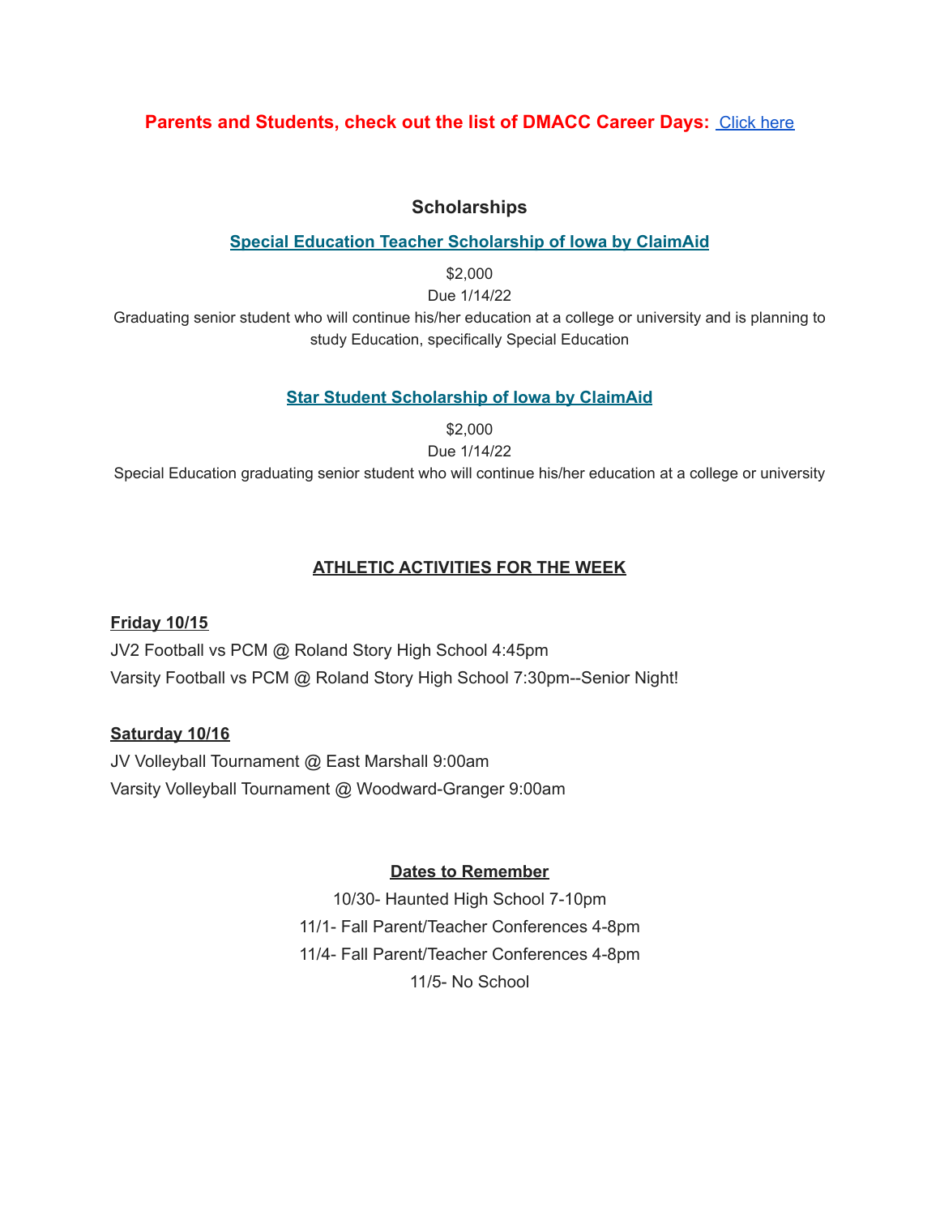**Parents and Students, check out the list of DMACC Career Days: [Click here]**

## Scholarships

**[Special Education Teacher Scholarship of Iowa by ClaimAid]**

$2,000

Due 1/14/22

Graduating senior student who will continue his/her education at a college or university and is planning to study Education, specifically Special Education

**[Star Student Scholarship of Iowa by ClaimAid]**

$2,000

Due 1/14/22

Special Education graduating senior student who will continue his/her education at a college or university

## ATHLETIC ACTIVITIES FOR THE WEEK

**Friday 10/15**

JV2 Football vs PCM @ Roland Story High School 4:45pm

Varsity Football vs PCM @ Roland Story High School 7:30pm--Senior Night!

**Saturday 10/16**

JV Volleyball Tournament @ East Marshall 9:00am

Varsity Volleyball Tournament @ Woodward-Granger 9:00am

**Dates to Remember**

10/30- Haunted High School 7-10pm

11/1- Fall Parent/Teacher Conferences 4-8pm

11/4- Fall Parent/Teacher Conferences 4-8pm

11/5- No School